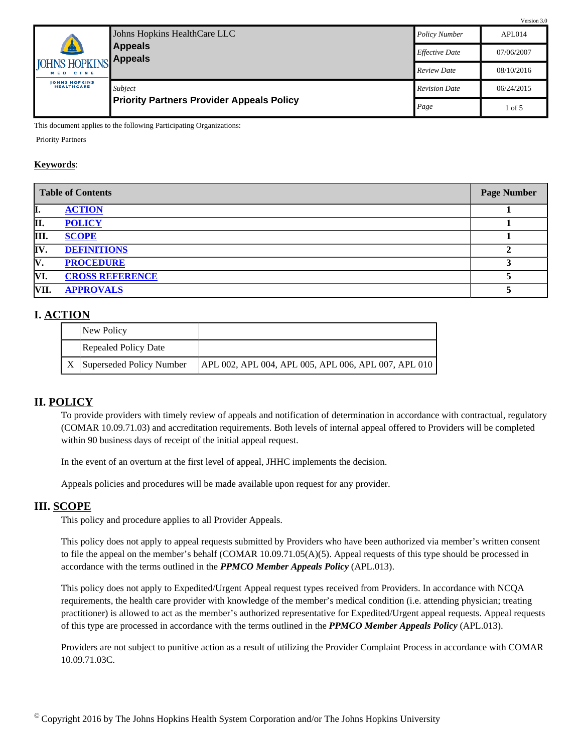Version 3.0

| JOHNS HOPKINS MEDICINE / JOHNS HOPKINS HEALTHCARE | Johns Hopkins HealthCare LLC **Appeals** **Appeals** | *Policy Number* | APL014 |
|---|---|---|---|
| | | *Effective Date* | 07/06/2007 |
| | | *Review Date* | 08/10/2016 |
| | *Subject* **Priority Partners Provider Appeals Policy** | *Revision Date* | 06/24/2015 |
| | | *Page* | 1 of 5 |

This document applies to the following Participating Organizations:

Priority Partners

**Keywords**:

| Table of Contents | | Page Number |
|---|---|---|
| I. | ACTION | 1 |
| II. | POLICY | 1 |
| III. | SCOPE | 1 |
| IV. | DEFINITIONS | 2 |
| V. | PROCEDURE | 3 |
| VI. | CROSS REFERENCE | 5 |
| VII. | APPROVALS | 5 |

## I. ACTION

| | | |
|---|---|---|
| | New Policy | |
| | Repealed Policy Date | |
| X | Superseded Policy Number | APL 002, APL 004, APL 005, APL 006, APL 007, APL 010 |

## II. POLICY

To provide providers with timely review of appeals and notification of determination in accordance with contractual, regulatory (COMAR 10.09.71.03) and accreditation requirements. Both levels of internal appeal offered to Providers will be completed within 90 business days of receipt of the initial appeal request.

In the event of an overturn at the first level of appeal, JHHC implements the decision.

Appeals policies and procedures will be made available upon request for any provider.

## III. SCOPE

This policy and procedure applies to all Provider Appeals.

This policy does not apply to appeal requests submitted by Providers who have been authorized via member's written consent to file the appeal on the member's behalf (COMAR 10.09.71.05(A)(5). Appeal requests of this type should be processed in accordance with the terms outlined in the ***PPMCO Member Appeals Policy*** (APL.013).

This policy does not apply to Expedited/Urgent Appeal request types received from Providers. In accordance with NCQA requirements, the health care provider with knowledge of the member's medical condition (i.e. attending physician; treating practitioner) is allowed to act as the member's authorized representative for Expedited/Urgent appeal requests. Appeal requests of this type are processed in accordance with the terms outlined in the ***PPMCO Member Appeals Policy*** (APL.013).

Providers are not subject to punitive action as a result of utilizing the Provider Complaint Process in accordance with COMAR 10.09.71.03C.

© Copyright 2016 by The Johns Hopkins Health System Corporation and/or The Johns Hopkins University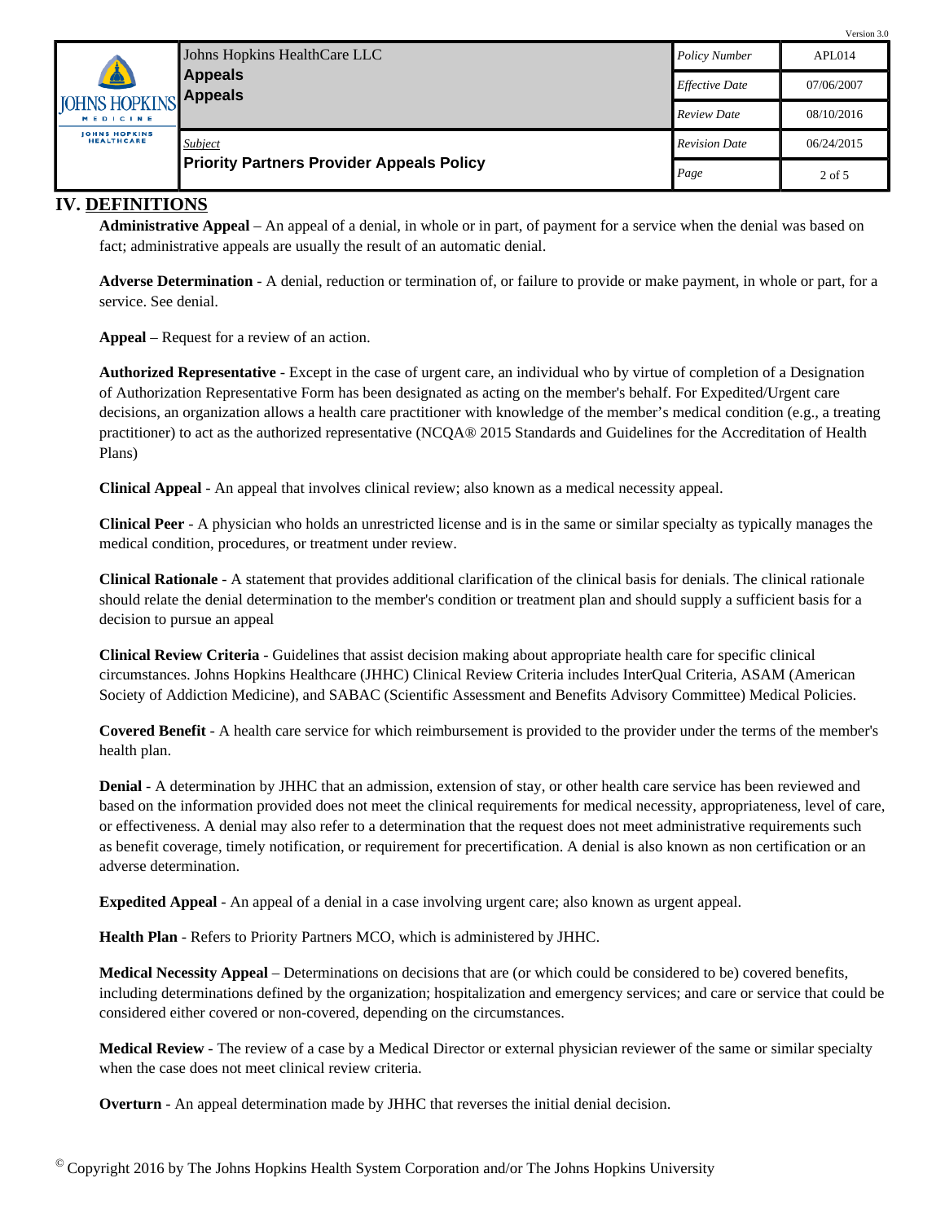## IV. DEFINITIONS

**Administrative Appeal** – An appeal of a denial, in whole or in part, of payment for a service when the denial was based on fact; administrative appeals are usually the result of an automatic denial.

**Adverse Determination** - A denial, reduction or termination of, or failure to provide or make payment, in whole or part, for a service. See denial.

**Appeal** – Request for a review of an action.

**Authorized Representative** - Except in the case of urgent care, an individual who by virtue of completion of a Designation of Authorization Representative Form has been designated as acting on the member's behalf. For Expedited/Urgent care decisions, an organization allows a health care practitioner with knowledge of the member's medical condition (e.g., a treating practitioner) to act as the authorized representative (NCQA® 2015 Standards and Guidelines for the Accreditation of Health Plans)

**Clinical Appeal** - An appeal that involves clinical review; also known as a medical necessity appeal.

**Clinical Peer** - A physician who holds an unrestricted license and is in the same or similar specialty as typically manages the medical condition, procedures, or treatment under review.

**Clinical Rationale** - A statement that provides additional clarification of the clinical basis for denials. The clinical rationale should relate the denial determination to the member's condition or treatment plan and should supply a sufficient basis for a decision to pursue an appeal

**Clinical Review Criteria** - Guidelines that assist decision making about appropriate health care for specific clinical circumstances. Johns Hopkins Healthcare (JHHC) Clinical Review Criteria includes InterQual Criteria, ASAM (American Society of Addiction Medicine), and SABAC (Scientific Assessment and Benefits Advisory Committee) Medical Policies.

**Covered Benefit** - A health care service for which reimbursement is provided to the provider under the terms of the member's health plan.

**Denial** - A determination by JHHC that an admission, extension of stay, or other health care service has been reviewed and based on the information provided does not meet the clinical requirements for medical necessity, appropriateness, level of care, or effectiveness. A denial may also refer to a determination that the request does not meet administrative requirements such as benefit coverage, timely notification, or requirement for precertification. A denial is also known as non certification or an adverse determination.

**Expedited Appeal** - An appeal of a denial in a case involving urgent care; also known as urgent appeal.

**Health Plan** - Refers to Priority Partners MCO, which is administered by JHHC.

**Medical Necessity Appeal** – Determinations on decisions that are (or which could be considered to be) covered benefits, including determinations defined by the organization; hospitalization and emergency services; and care or service that could be considered either covered or non-covered, depending on the circumstances.

**Medical Review** - The review of a case by a Medical Director or external physician reviewer of the same or similar specialty when the case does not meet clinical review criteria.

**Overturn** - An appeal determination made by JHHC that reverses the initial denial decision.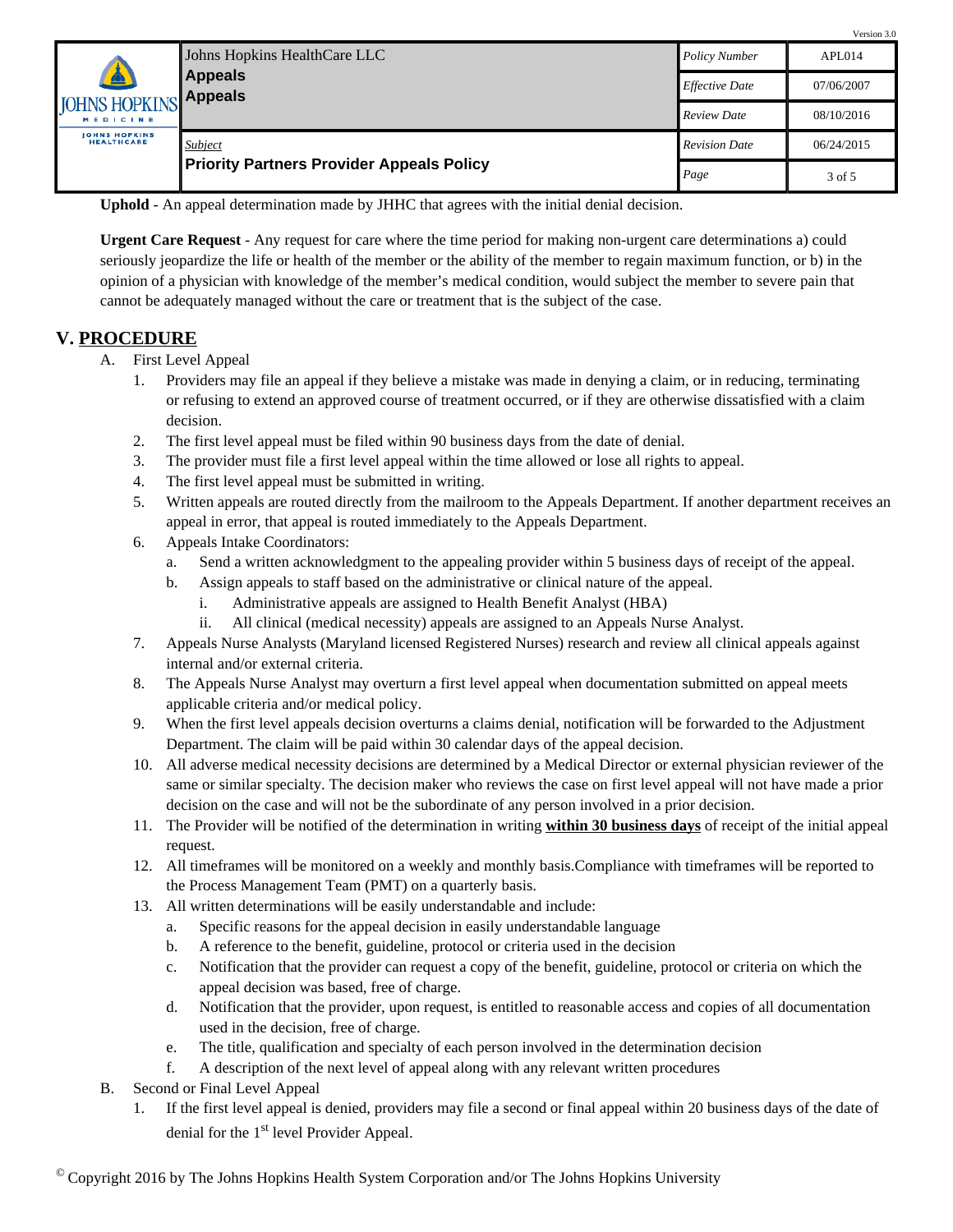**Uphold** - An appeal determination made by JHHC that agrees with the initial denial decision.

**Urgent Care Request** - Any request for care where the time period for making non-urgent care determinations a) could seriously jeopardize the life or health of the member or the ability of the member to regain maximum function, or b) in the opinion of a physician with knowledge of the member's medical condition, would subject the member to severe pain that cannot be adequately managed without the care or treatment that is the subject of the case.

## V. PROCEDURE

A. First Level Appeal

1. Providers may file an appeal if they believe a mistake was made in denying a claim, or in reducing, terminating or refusing to extend an approved course of treatment occurred, or if they are otherwise dissatisfied with a claim decision.
2. The first level appeal must be filed within 90 business days from the date of denial.
3. The provider must file a first level appeal within the time allowed or lose all rights to appeal.
4. The first level appeal must be submitted in writing.
5. Written appeals are routed directly from the mailroom to the Appeals Department. If another department receives an appeal in error, that appeal is routed immediately to the Appeals Department.
6. Appeals Intake Coordinators:
   a. Send a written acknowledgment to the appealing provider within 5 business days of receipt of the appeal.
   b. Assign appeals to staff based on the administrative or clinical nature of the appeal.
      i. Administrative appeals are assigned to Health Benefit Analyst (HBA)
      ii. All clinical (medical necessity) appeals are assigned to an Appeals Nurse Analyst.
7. Appeals Nurse Analysts (Maryland licensed Registered Nurses) research and review all clinical appeals against internal and/or external criteria.
8. The Appeals Nurse Analyst may overturn a first level appeal when documentation submitted on appeal meets applicable criteria and/or medical policy.
9. When the first level appeals decision overturns a claims denial, notification will be forwarded to the Adjustment Department. The claim will be paid within 30 calendar days of the appeal decision.
10. All adverse medical necessity decisions are determined by a Medical Director or external physician reviewer of the same or similar specialty. The decision maker who reviews the case on first level appeal will not have made a prior decision on the case and will not be the subordinate of any person involved in a prior decision.
11. The Provider will be notified of the determination in writing **within 30 business days** of receipt of the initial appeal request.
12. All timeframes will be monitored on a weekly and monthly basis.Compliance with timeframes will be reported to the Process Management Team (PMT) on a quarterly basis.
13. All written determinations will be easily understandable and include:
    a. Specific reasons for the appeal decision in easily understandable language
    b. A reference to the benefit, guideline, protocol or criteria used in the decision
    c. Notification that the provider can request a copy of the benefit, guideline, protocol or criteria on which the appeal decision was based, free of charge.
    d. Notification that the provider, upon request, is entitled to reasonable access and copies of all documentation used in the decision, free of charge.
    e. The title, qualification and specialty of each person involved in the determination decision
    f. A description of the next level of appeal along with any relevant written procedures

B. Second or Final Level Appeal

1. If the first level appeal is denied, providers may file a second or final appeal within 20 business days of the date of denial for the 1st level Provider Appeal.

© Copyright 2016 by The Johns Hopkins Health System Corporation and/or The Johns Hopkins University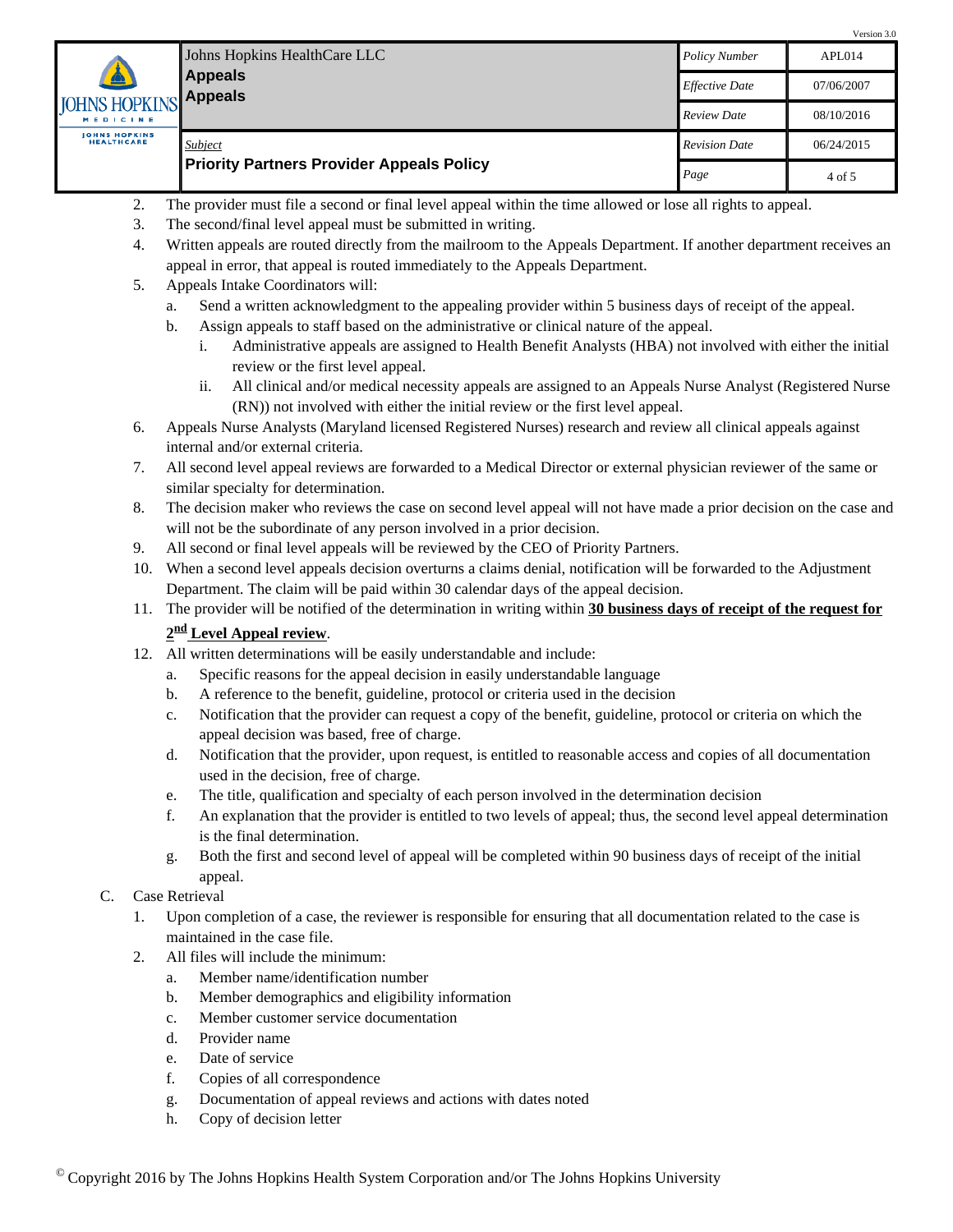2. The provider must file a second or final level appeal within the time allowed or lose all rights to appeal.
3. The second/final level appeal must be submitted in writing.
4. Written appeals are routed directly from the mailroom to the Appeals Department. If another department receives an appeal in error, that appeal is routed immediately to the Appeals Department.
5. Appeals Intake Coordinators will:
   a. Send a written acknowledgment to the appealing provider within 5 business days of receipt of the appeal.
   b. Assign appeals to staff based on the administrative or clinical nature of the appeal.
      i. Administrative appeals are assigned to Health Benefit Analysts (HBA) not involved with either the initial review or the first level appeal.
      ii. All clinical and/or medical necessity appeals are assigned to an Appeals Nurse Analyst (Registered Nurse (RN)) not involved with either the initial review or the first level appeal.
6. Appeals Nurse Analysts (Maryland licensed Registered Nurses) research and review all clinical appeals against internal and/or external criteria.
7. All second level appeal reviews are forwarded to a Medical Director or external physician reviewer of the same or similar specialty for determination.
8. The decision maker who reviews the case on second level appeal will not have made a prior decision on the case and will not be the subordinate of any person involved in a prior decision.
9. All second or final level appeals will be reviewed by the CEO of Priority Partners.
10. When a second level appeals decision overturns a claims denial, notification will be forwarded to the Adjustment Department. The claim will be paid within 30 calendar days of the appeal decision.
11. The provider will be notified of the determination in writing within **30 business days of receipt of the request for 2nd Level Appeal review**.
12. All written determinations will be easily understandable and include:
    a. Specific reasons for the appeal decision in easily understandable language
    b. A reference to the benefit, guideline, protocol or criteria used in the decision
    c. Notification that the provider can request a copy of the benefit, guideline, protocol or criteria on which the appeal decision was based, free of charge.
    d. Notification that the provider, upon request, is entitled to reasonable access and copies of all documentation used in the decision, free of charge.
    e. The title, qualification and specialty of each person involved in the determination decision
    f. An explanation that the provider is entitled to two levels of appeal; thus, the second level appeal determination is the final determination.
    g. Both the first and second level of appeal will be completed within 90 business days of receipt of the initial appeal.

C. Case Retrieval
1. Upon completion of a case, the reviewer is responsible for ensuring that all documentation related to the case is maintained in the case file.
2. All files will include the minimum:
   a. Member name/identification number
   b. Member demographics and eligibility information
   c. Member customer service documentation
   d. Provider name
   e. Date of service
   f. Copies of all correspondence
   g. Documentation of appeal reviews and actions with dates noted
   h. Copy of decision letter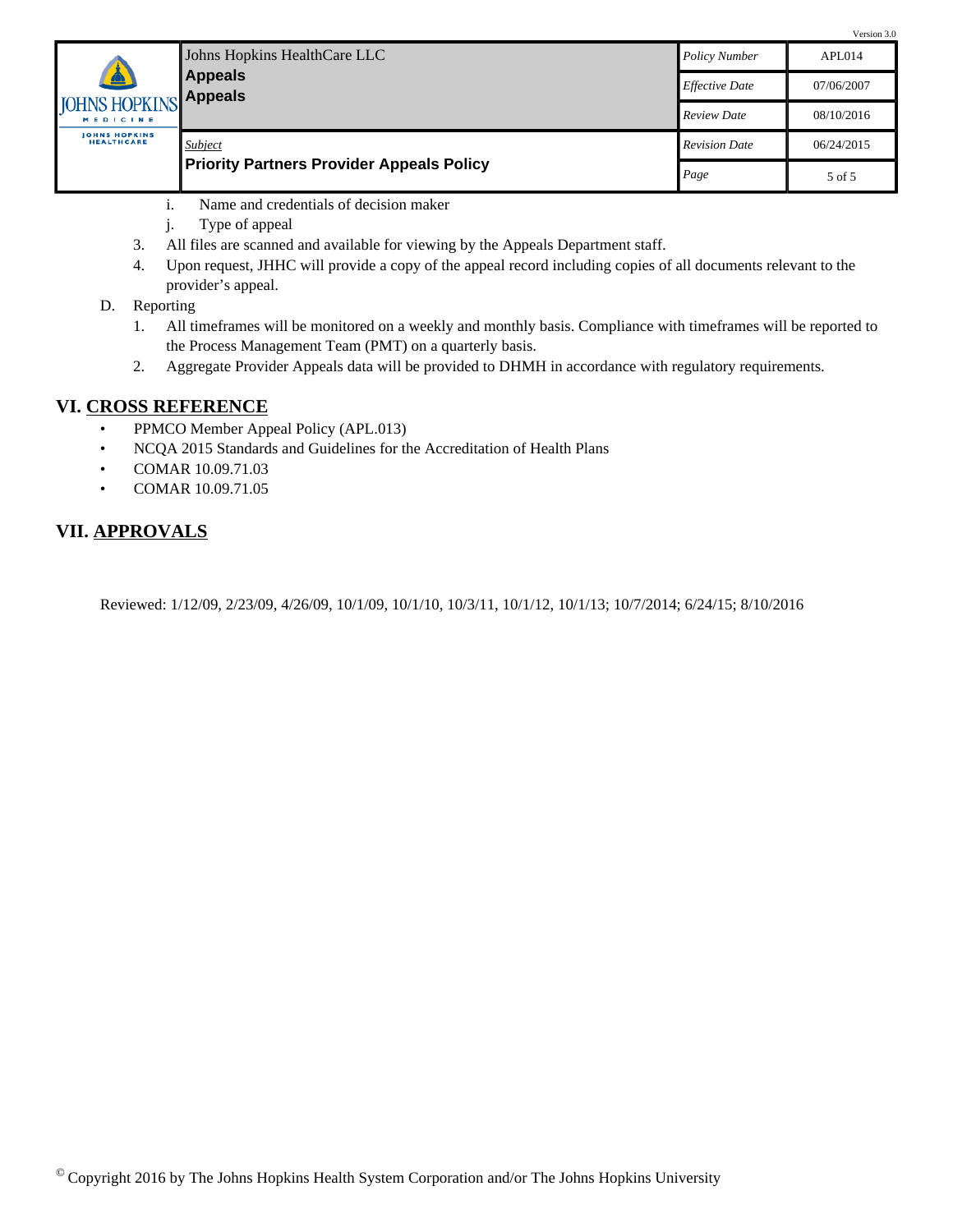i. Name and credentials of decision maker

j. Type of appeal

3. All files are scanned and available for viewing by the Appeals Department staff.
4. Upon request, JHHC will provide a copy of the appeal record including copies of all documents relevant to the provider's appeal.

D. Reporting

1. All timeframes will be monitored on a weekly and monthly basis. Compliance with timeframes will be reported to the Process Management Team (PMT) on a quarterly basis.
2. Aggregate Provider Appeals data will be provided to DHMH in accordance with regulatory requirements.

## VI. CROSS REFERENCE

- PPMCO Member Appeal Policy (APL.013)
- NCQA 2015 Standards and Guidelines for the Accreditation of Health Plans
- COMAR 10.09.71.03
- COMAR 10.09.71.05

## VII. APPROVALS

Reviewed: 1/12/09, 2/23/09, 4/26/09, 10/1/09, 10/1/10, 10/3/11, 10/1/12, 10/1/13; 10/7/2014; 6/24/15; 8/10/2016